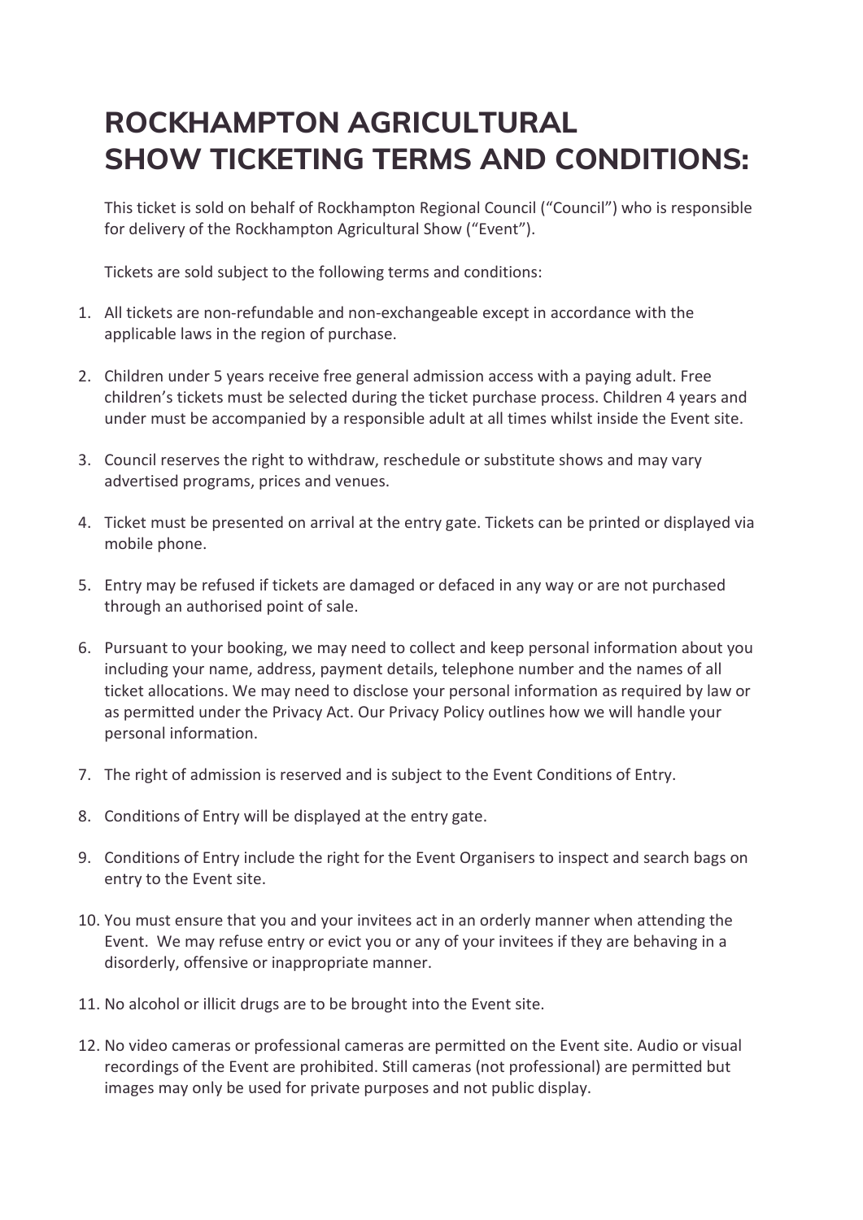# ROCKHAMPTON AGRICULTURAL SHOW TICKETING TERMS AND CONDITIONS:

This ticket is sold on behalf of Rockhampton Regional Council ("Council") who is responsible for delivery of the Rockhampton Agricultural Show ("Event").

Tickets are sold subject to the following terms and conditions:

1. All tickets are non-refundable and non-exchangeable except in accordance with the applicable laws in the region of purchase.

2. Children under 5 years receive free general admission access with a paying adult. Free children's tickets must be selected during the ticket purchase process. Children 4 years and under must be accompanied by a responsible adult at all times whilst inside the Event site.

3. Council reserves the right to withdraw, reschedule or substitute shows and may vary advertised programs, prices and venues.

4. Ticket must be presented on arrival at the entry gate. Tickets can be printed or displayed via mobile phone.

5. Entry may be refused if tickets are damaged or defaced in any way or are not purchased through an authorised point of sale.

6. Pursuant to your booking, we may need to collect and keep personal information about you including your name, address, payment details, telephone number and the names of all ticket allocations. We may need to disclose your personal information as required by law or as permitted under the Privacy Act. Our Privacy Policy outlines how we will handle your personal information.

7. The right of admission is reserved and is subject to the Event Conditions of Entry.

8. Conditions of Entry will be displayed at the entry gate.

9. Conditions of Entry include the right for the Event Organisers to inspect and search bags on entry to the Event site.

10. You must ensure that you and your invitees act in an orderly manner when attending the Event. We may refuse entry or evict you or any of your invitees if they are behaving in a disorderly, offensive or inappropriate manner.

11. No alcohol or illicit drugs are to be brought into the Event site.

12. No video cameras or professional cameras are permitted on the Event site. Audio or visual recordings of the Event are prohibited. Still cameras (not professional) are permitted but images may only be used for private purposes and not public display.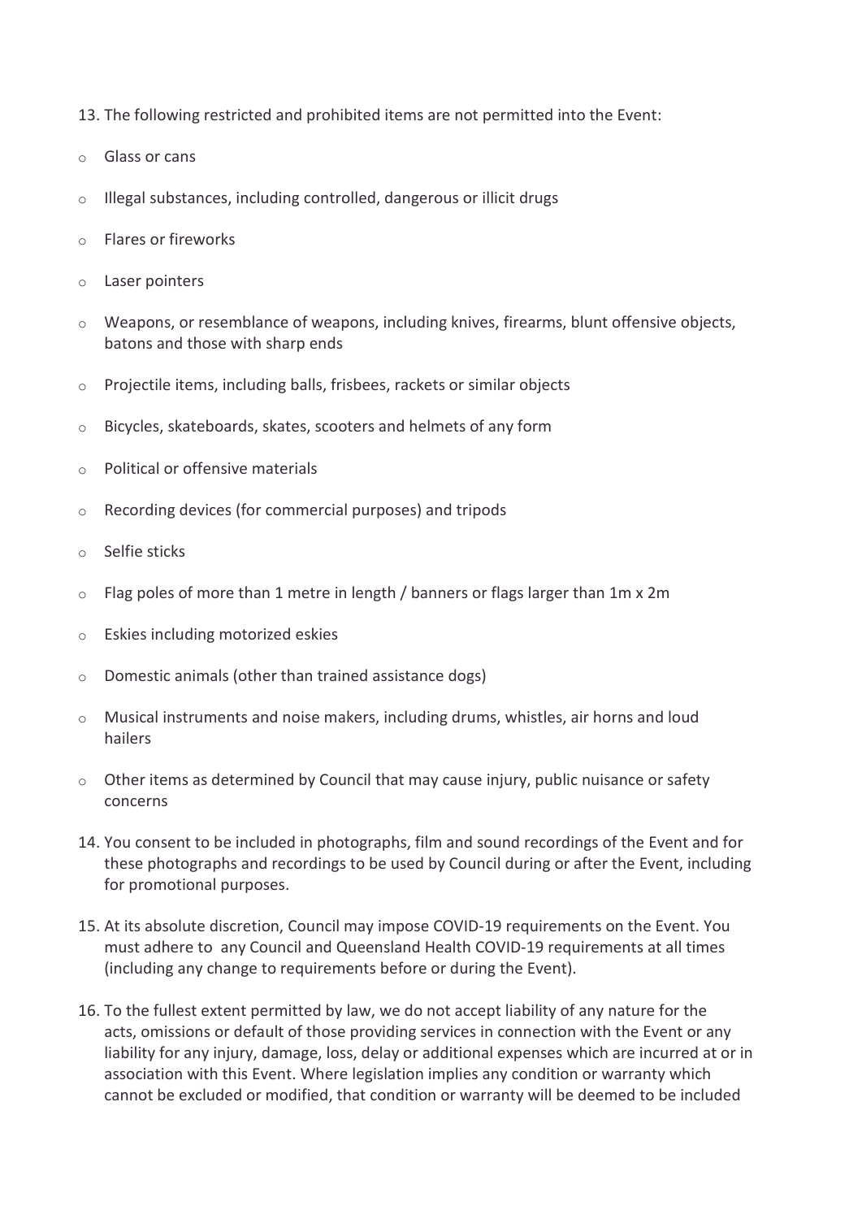13. The following restricted and prohibited items are not permitted into the Event:

- Glass or cans
- Illegal substances, including controlled, dangerous or illicit drugs
- Flares or fireworks
- Laser pointers
- Weapons, or resemblance of weapons, including knives, firearms, blunt offensive objects, batons and those with sharp ends
- Projectile items, including balls, frisbees, rackets or similar objects
- Bicycles, skateboards, skates, scooters and helmets of any form
- Political or offensive materials
- Recording devices (for commercial purposes) and tripods
- Selfie sticks
- Flag poles of more than 1 metre in length / banners or flags larger than 1m x 2m
- Eskies including motorized eskies
- Domestic animals (other than trained assistance dogs)
- Musical instruments and noise makers, including drums, whistles, air horns and loud hailers
- Other items as determined by Council that may cause injury, public nuisance or safety concerns

14. You consent to be included in photographs, film and sound recordings of the Event and for these photographs and recordings to be used by Council during or after the Event, including for promotional purposes.

15. At its absolute discretion, Council may impose COVID-19 requirements on the Event. You must adhere to any Council and Queensland Health COVID-19 requirements at all times (including any change to requirements before or during the Event).

16. To the fullest extent permitted by law, we do not accept liability of any nature for the acts, omissions or default of those providing services in connection with the Event or any liability for any injury, damage, loss, delay or additional expenses which are incurred at or in association with this Event. Where legislation implies any condition or warranty which cannot be excluded or modified, that condition or warranty will be deemed to be included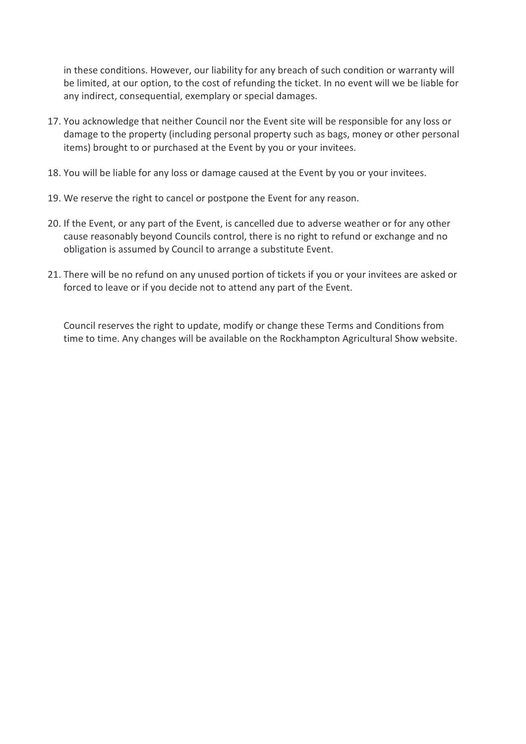in these conditions. However, our liability for any breach of such condition or warranty will be limited, at our option, to the cost of refunding the ticket. In no event will we be liable for any indirect, consequential, exemplary or special damages.

17. You acknowledge that neither Council nor the Event site will be responsible for any loss or damage to the property (including personal property such as bags, money or other personal items) brought to or purchased at the Event by you or your invitees.

18. You will be liable for any loss or damage caused at the Event by you or your invitees.

19. We reserve the right to cancel or postpone the Event for any reason.

20. If the Event, or any part of the Event, is cancelled due to adverse weather or for any other cause reasonably beyond Councils control, there is no right to refund or exchange and no obligation is assumed by Council to arrange a substitute Event.

21. There will be no refund on any unused portion of tickets if you or your invitees are asked or forced to leave or if you decide not to attend any part of the Event.

Council reserves the right to update, modify or change these Terms and Conditions from time to time. Any changes will be available on the Rockhampton Agricultural Show website.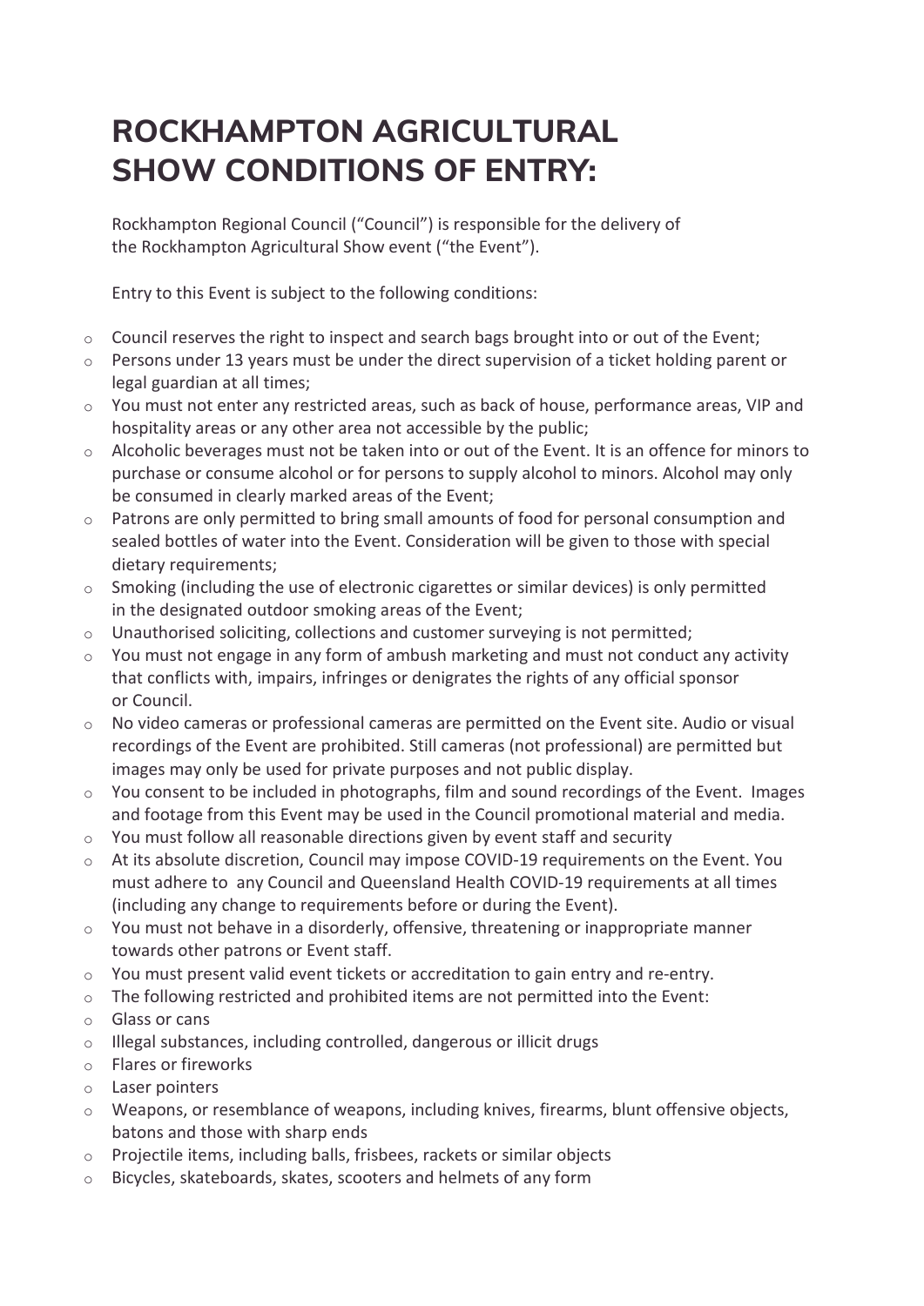# ROCKHAMPTON AGRICULTURAL SHOW CONDITIONS OF ENTRY:

Rockhampton Regional Council ("Council") is responsible for the delivery of the Rockhampton Agricultural Show event ("the Event").

Entry to this Event is subject to the following conditions:

- Council reserves the right to inspect and search bags brought into or out of the Event;
- Persons under 13 years must be under the direct supervision of a ticket holding parent or legal guardian at all times;
- You must not enter any restricted areas, such as back of house, performance areas, VIP and hospitality areas or any other area not accessible by the public;
- Alcoholic beverages must not be taken into or out of the Event. It is an offence for minors to purchase or consume alcohol or for persons to supply alcohol to minors. Alcohol may only be consumed in clearly marked areas of the Event;
- Patrons are only permitted to bring small amounts of food for personal consumption and sealed bottles of water into the Event. Consideration will be given to those with special dietary requirements;
- Smoking (including the use of electronic cigarettes or similar devices) is only permitted in the designated outdoor smoking areas of the Event;
- Unauthorised soliciting, collections and customer surveying is not permitted;
- You must not engage in any form of ambush marketing and must not conduct any activity that conflicts with, impairs, infringes or denigrates the rights of any official sponsor or Council.
- No video cameras or professional cameras are permitted on the Event site. Audio or visual recordings of the Event are prohibited. Still cameras (not professional) are permitted but images may only be used for private purposes and not public display.
- You consent to be included in photographs, film and sound recordings of the Event. Images and footage from this Event may be used in the Council promotional material and media.
- You must follow all reasonable directions given by event staff and security
- At its absolute discretion, Council may impose COVID-19 requirements on the Event. You must adhere to any Council and Queensland Health COVID-19 requirements at all times (including any change to requirements before or during the Event).
- You must not behave in a disorderly, offensive, threatening or inappropriate manner towards other patrons or Event staff.
- You must present valid event tickets or accreditation to gain entry and re-entry.
- The following restricted and prohibited items are not permitted into the Event:
- Glass or cans
- Illegal substances, including controlled, dangerous or illicit drugs
- Flares or fireworks
- Laser pointers
- Weapons, or resemblance of weapons, including knives, firearms, blunt offensive objects, batons and those with sharp ends
- Projectile items, including balls, frisbees, rackets or similar objects
- Bicycles, skateboards, skates, scooters and helmets of any form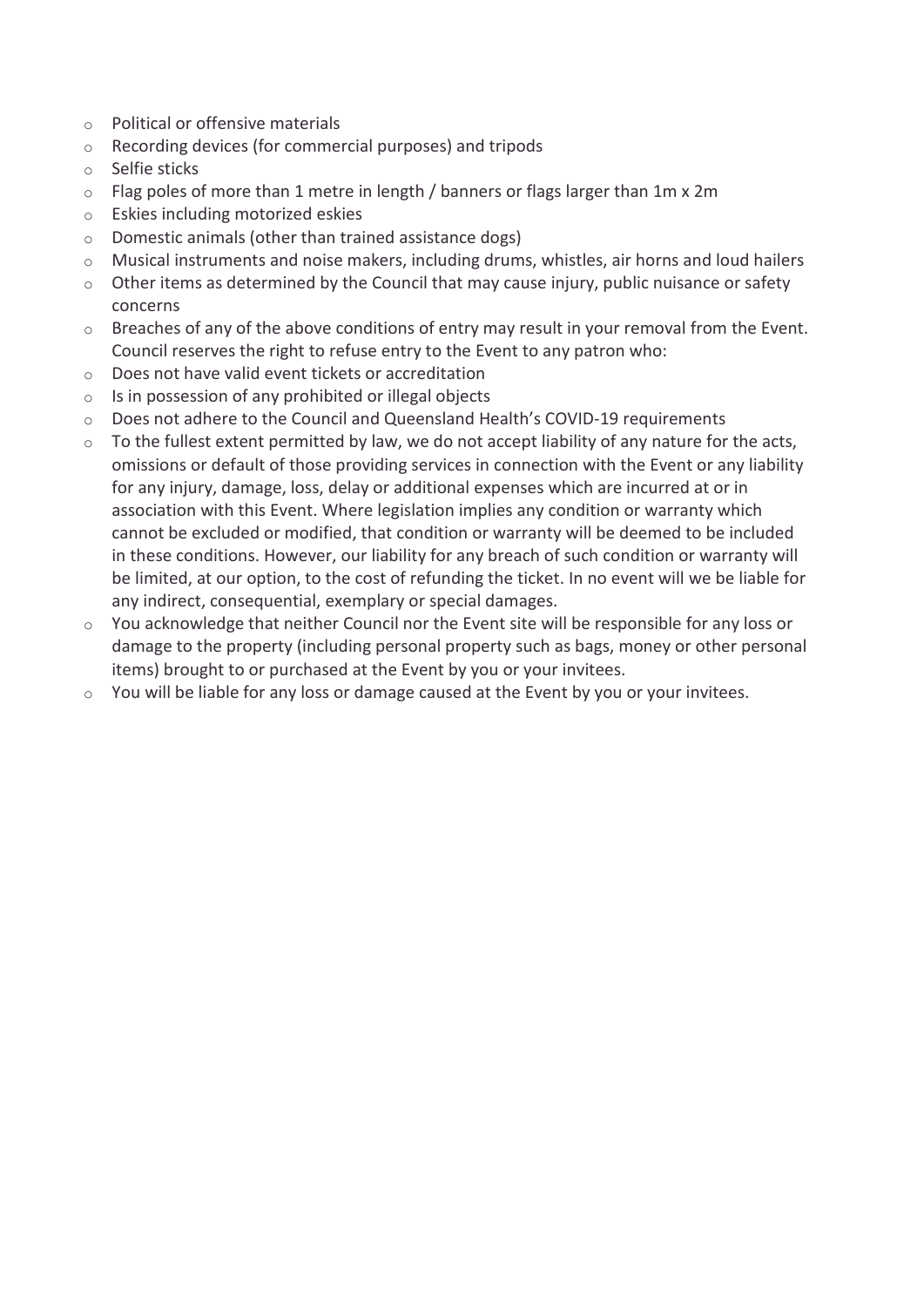- Political or offensive materials
- Recording devices (for commercial purposes) and tripods
- Selfie sticks
- Flag poles of more than 1 metre in length / banners or flags larger than 1m x 2m
- Eskies including motorized eskies
- Domestic animals (other than trained assistance dogs)
- Musical instruments and noise makers, including drums, whistles, air horns and loud hailers
- Other items as determined by the Council that may cause injury, public nuisance or safety concerns
- Breaches of any of the above conditions of entry may result in your removal from the Event. Council reserves the right to refuse entry to the Event to any patron who:
- Does not have valid event tickets or accreditation
- Is in possession of any prohibited or illegal objects
- Does not adhere to the Council and Queensland Health's COVID-19 requirements
- To the fullest extent permitted by law, we do not accept liability of any nature for the acts, omissions or default of those providing services in connection with the Event or any liability for any injury, damage, loss, delay or additional expenses which are incurred at or in association with this Event. Where legislation implies any condition or warranty which cannot be excluded or modified, that condition or warranty will be deemed to be included in these conditions. However, our liability for any breach of such condition or warranty will be limited, at our option, to the cost of refunding the ticket. In no event will we be liable for any indirect, consequential, exemplary or special damages.
- You acknowledge that neither Council nor the Event site will be responsible for any loss or damage to the property (including personal property such as bags, money or other personal items) brought to or purchased at the Event by you or your invitees.
- You will be liable for any loss or damage caused at the Event by you or your invitees.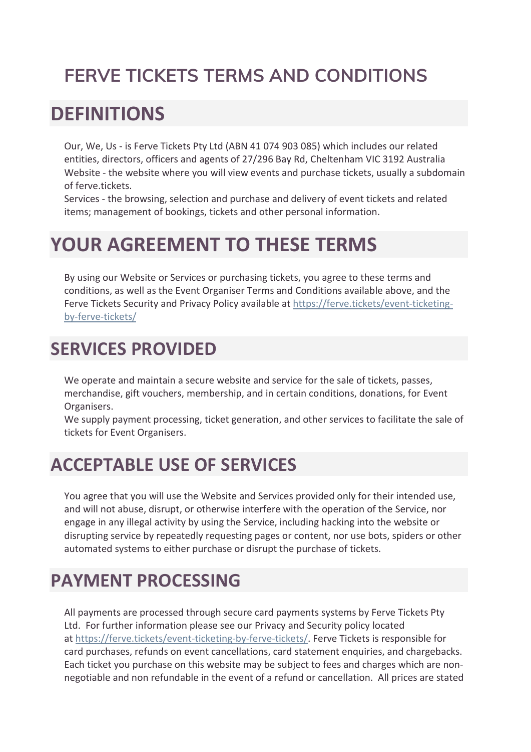# FERVE TICKETS TERMS AND CONDITIONS

## DEFINITIONS

Our, We, Us - is Ferve Tickets Pty Ltd (ABN 41 074 903 085) which includes our related entities, directors, officers and agents of 27/296 Bay Rd, Cheltenham VIC 3192 Australia
Website - the website where you will view events and purchase tickets, usually a subdomain of ferve.tickets.
Services - the browsing, selection and purchase and delivery of event tickets and related items; management of bookings, tickets and other personal information.

## YOUR AGREEMENT TO THESE TERMS

By using our Website or Services or purchasing tickets, you agree to these terms and conditions, as well as the Event Organiser Terms and Conditions available above, and the Ferve Tickets Security and Privacy Policy available at [https://ferve.tickets/event-ticketing-by-ferve-tickets/](https://ferve.tickets/event-ticketing-by-ferve-tickets/)

## SERVICES PROVIDED

We operate and maintain a secure website and service for the sale of tickets, passes, merchandise, gift vouchers, membership, and in certain conditions, donations, for Event Organisers.
We supply payment processing, ticket generation, and other services to facilitate the sale of tickets for Event Organisers.

## ACCEPTABLE USE OF SERVICES

You agree that you will use the Website and Services provided only for their intended use, and will not abuse, disrupt, or otherwise interfere with the operation of the Service, nor engage in any illegal activity by using the Service, including hacking into the website or disrupting service by repeatedly requesting pages or content, nor use bots, spiders or other automated systems to either purchase or disrupt the purchase of tickets.

## PAYMENT PROCESSING

All payments are processed through secure card payments systems by Ferve Tickets Pty Ltd. For further information please see our Privacy and Security policy located at [https://ferve.tickets/event-ticketing-by-ferve-tickets/](https://ferve.tickets/event-ticketing-by-ferve-tickets/). Ferve Tickets is responsible for card purchases, refunds on event cancellations, card statement enquiries, and chargebacks. Each ticket you purchase on this website may be subject to fees and charges which are non-negotiable and non refundable in the event of a refund or cancellation. All prices are stated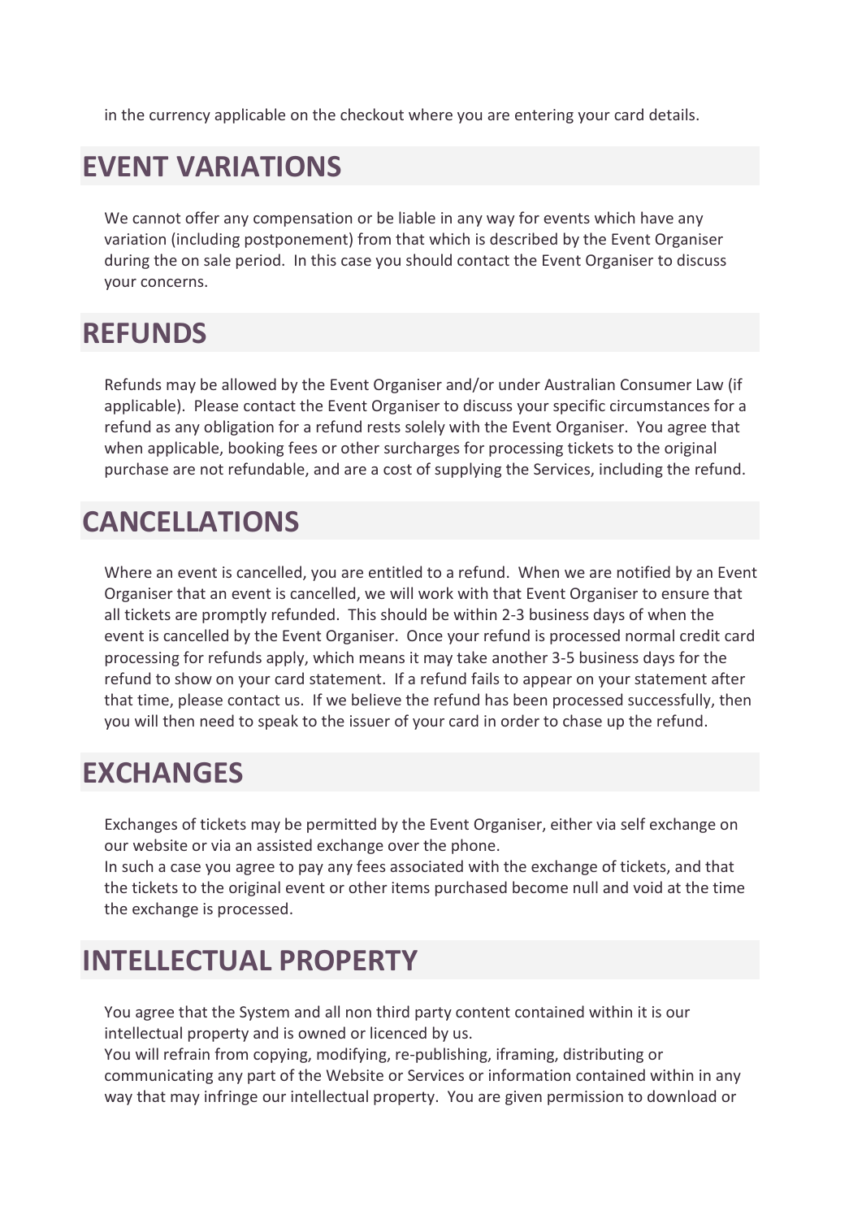in the currency applicable on the checkout where you are entering your card details.

## EVENT VARIATIONS

We cannot offer any compensation or be liable in any way for events which have any variation (including postponement) from that which is described by the Event Organiser during the on sale period. In this case you should contact the Event Organiser to discuss your concerns.

## REFUNDS

Refunds may be allowed by the Event Organiser and/or under Australian Consumer Law (if applicable). Please contact the Event Organiser to discuss your specific circumstances for a refund as any obligation for a refund rests solely with the Event Organiser. You agree that when applicable, booking fees or other surcharges for processing tickets to the original purchase are not refundable, and are a cost of supplying the Services, including the refund.

## CANCELLATIONS

Where an event is cancelled, you are entitled to a refund. When we are notified by an Event Organiser that an event is cancelled, we will work with that Event Organiser to ensure that all tickets are promptly refunded. This should be within 2-3 business days of when the event is cancelled by the Event Organiser. Once your refund is processed normal credit card processing for refunds apply, which means it may take another 3-5 business days for the refund to show on your card statement. If a refund fails to appear on your statement after that time, please contact us. If we believe the refund has been processed successfully, then you will then need to speak to the issuer of your card in order to chase up the refund.

## EXCHANGES

Exchanges of tickets may be permitted by the Event Organiser, either via self exchange on our website or via an assisted exchange over the phone.
In such a case you agree to pay any fees associated with the exchange of tickets, and that the tickets to the original event or other items purchased become null and void at the time the exchange is processed.

## INTELLECTUAL PROPERTY

You agree that the System and all non third party content contained within it is our intellectual property and is owned or licenced by us.
You will refrain from copying, modifying, re-publishing, iframing, distributing or communicating any part of the Website or Services or information contained within in any way that may infringe our intellectual property. You are given permission to download or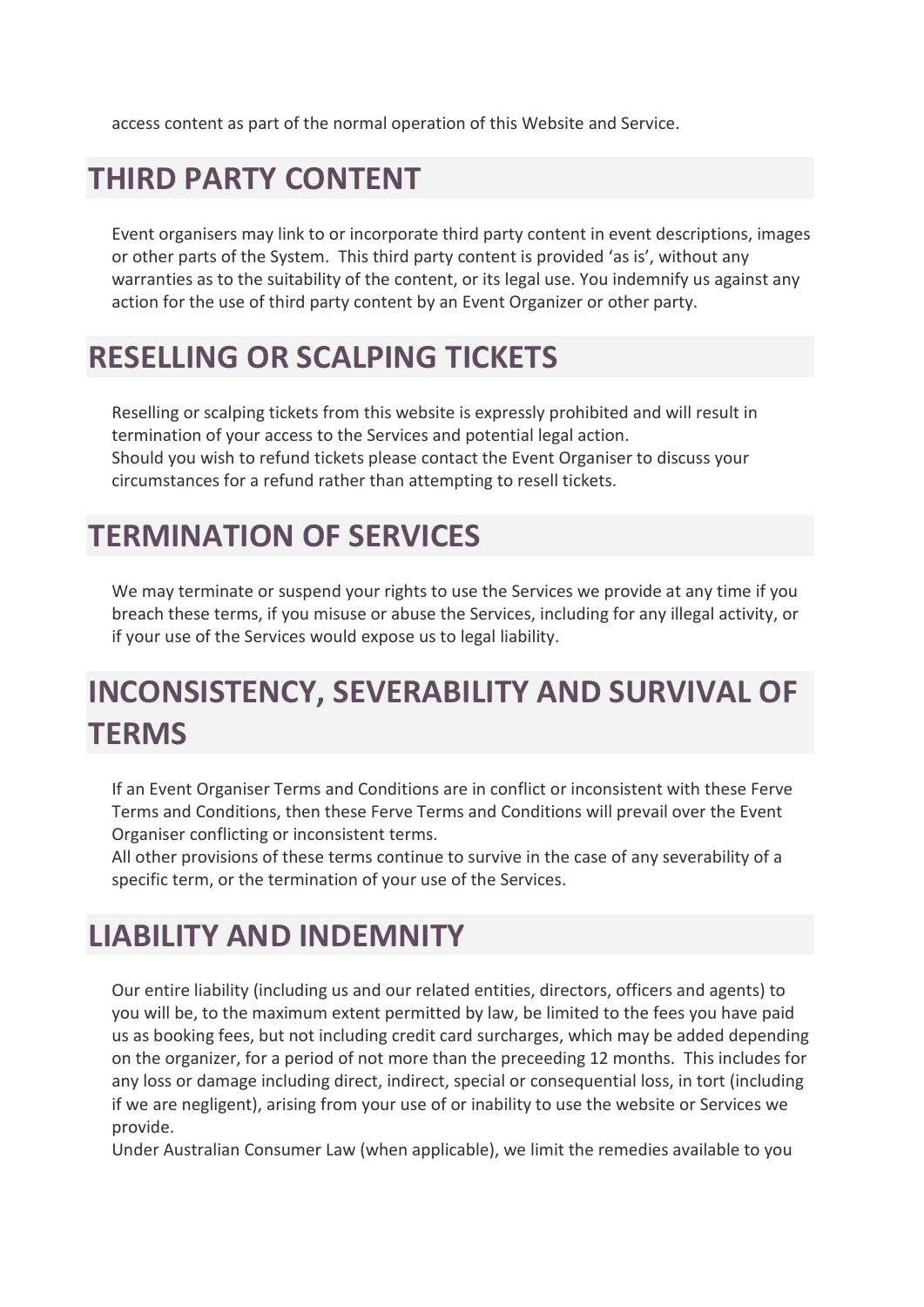access content as part of the normal operation of this Website and Service.

## THIRD PARTY CONTENT

Event organisers may link to or incorporate third party content in event descriptions, images or other parts of the System. This third party content is provided 'as is', without any warranties as to the suitability of the content, or its legal use. You indemnify us against any action for the use of third party content by an Event Organizer or other party.

## RESELLING OR SCALPING TICKETS

Reselling or scalping tickets from this website is expressly prohibited and will result in termination of your access to the Services and potential legal action.
Should you wish to refund tickets please contact the Event Organiser to discuss your circumstances for a refund rather than attempting to resell tickets.

## TERMINATION OF SERVICES

We may terminate or suspend your rights to use the Services we provide at any time if you breach these terms, if you misuse or abuse the Services, including for any illegal activity, or if your use of the Services would expose us to legal liability.

## INCONSISTENCY, SEVERABILITY AND SURVIVAL OF TERMS

If an Event Organiser Terms and Conditions are in conflict or inconsistent with these Ferve Terms and Conditions, then these Ferve Terms and Conditions will prevail over the Event Organiser conflicting or inconsistent terms.
All other provisions of these terms continue to survive in the case of any severability of a specific term, or the termination of your use of the Services.

## LIABILITY AND INDEMNITY

Our entire liability (including us and our related entities, directors, officers and agents) to you will be, to the maximum extent permitted by law, be limited to the fees you have paid us as booking fees, but not including credit card surcharges, which may be added depending on the organizer, for a period of not more than the preceeding 12 months. This includes for any loss or damage including direct, indirect, special or consequential loss, in tort (including if we are negligent), arising from your use of or inability to use the website or Services we provide.
Under Australian Consumer Law (when applicable), we limit the remedies available to you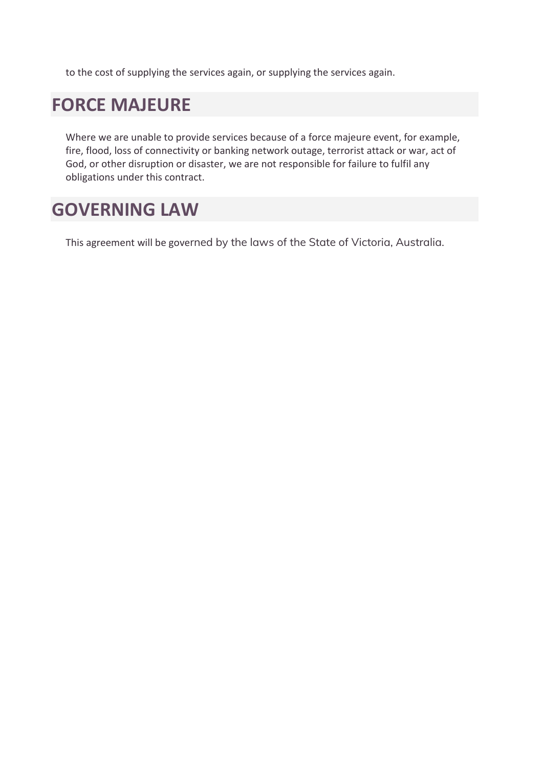to the cost of supplying the services again, or supplying the services again.

## FORCE MAJEURE

Where we are unable to provide services because of a force majeure event, for example, fire, flood, loss of connectivity or banking network outage, terrorist attack or war, act of God, or other disruption or disaster, we are not responsible for failure to fulfil any obligations under this contract.

## GOVERNING LAW

This agreement will be governed by the laws of the State of Victoria, Australia.